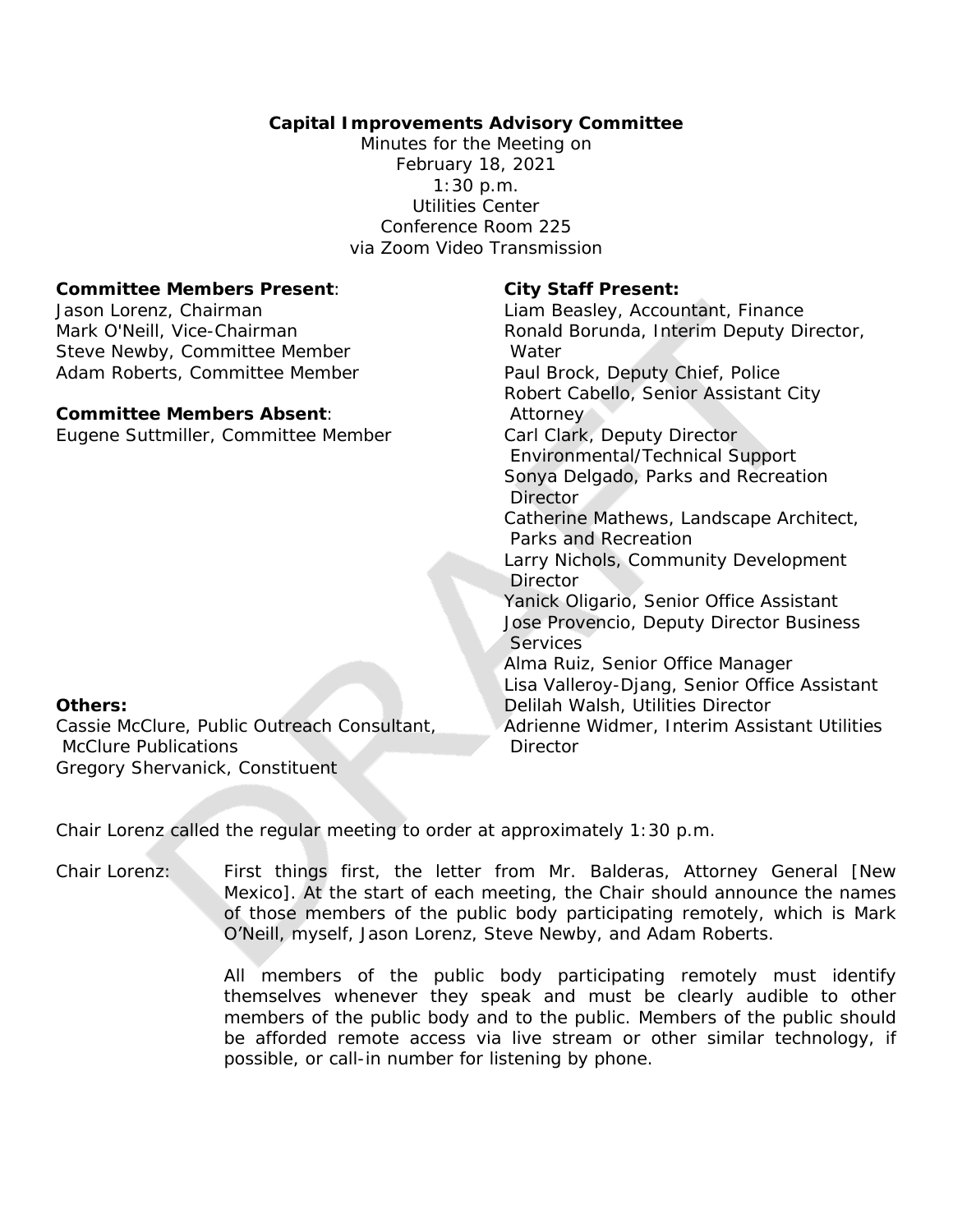**Capital Improvements Advisory Committee**

Minutes for the Meeting on
February 18, 2021
1:30 p.m.
Utilities Center
Conference Room 225
via Zoom Video Transmission

**Committee Members Present**:
Jason Lorenz, Chairman
Mark O'Neill, Vice-Chairman
Steve Newby, Committee Member
Adam Roberts, Committee Member

**Committee Members Absent**:
Eugene Suttmiller, Committee Member

**Others:**
Cassie McClure, Public Outreach Consultant, McClure Publications
Gregory Shervanick, Constituent

**City Staff Present:**
Liam Beasley, Accountant, Finance
Ronald Borunda, Interim Deputy Director, Water
Paul Brock, Deputy Chief, Police
Robert Cabello, Senior Assistant City Attorney
Carl Clark, Deputy Director Environmental/Technical Support
Sonya Delgado, Parks and Recreation Director
Catherine Mathews, Landscape Architect, Parks and Recreation
Larry Nichols, Community Development Director
Yanick Oligario, Senior Office Assistant
Jose Provencio, Deputy Director Business Services
Alma Ruiz, Senior Office Manager
Lisa Valleroy-Djang, Senior Office Assistant
Delilah Walsh, Utilities Director
Adrienne Widmer, Interim Assistant Utilities Director

Chair Lorenz called the regular meeting to order at approximately 1:30 p.m.

Chair Lorenz: First things first, the letter from Mr. Balderas, Attorney General [New Mexico]. At the start of each meeting, the Chair should announce the names of those members of the public body participating remotely, which is Mark O'Neill, myself, Jason Lorenz, Steve Newby, and Adam Roberts.

All members of the public body participating remotely must identify themselves whenever they speak and must be clearly audible to other members of the public body and to the public. Members of the public should be afforded remote access via live stream or other similar technology, if possible, or call-in number for listening by phone.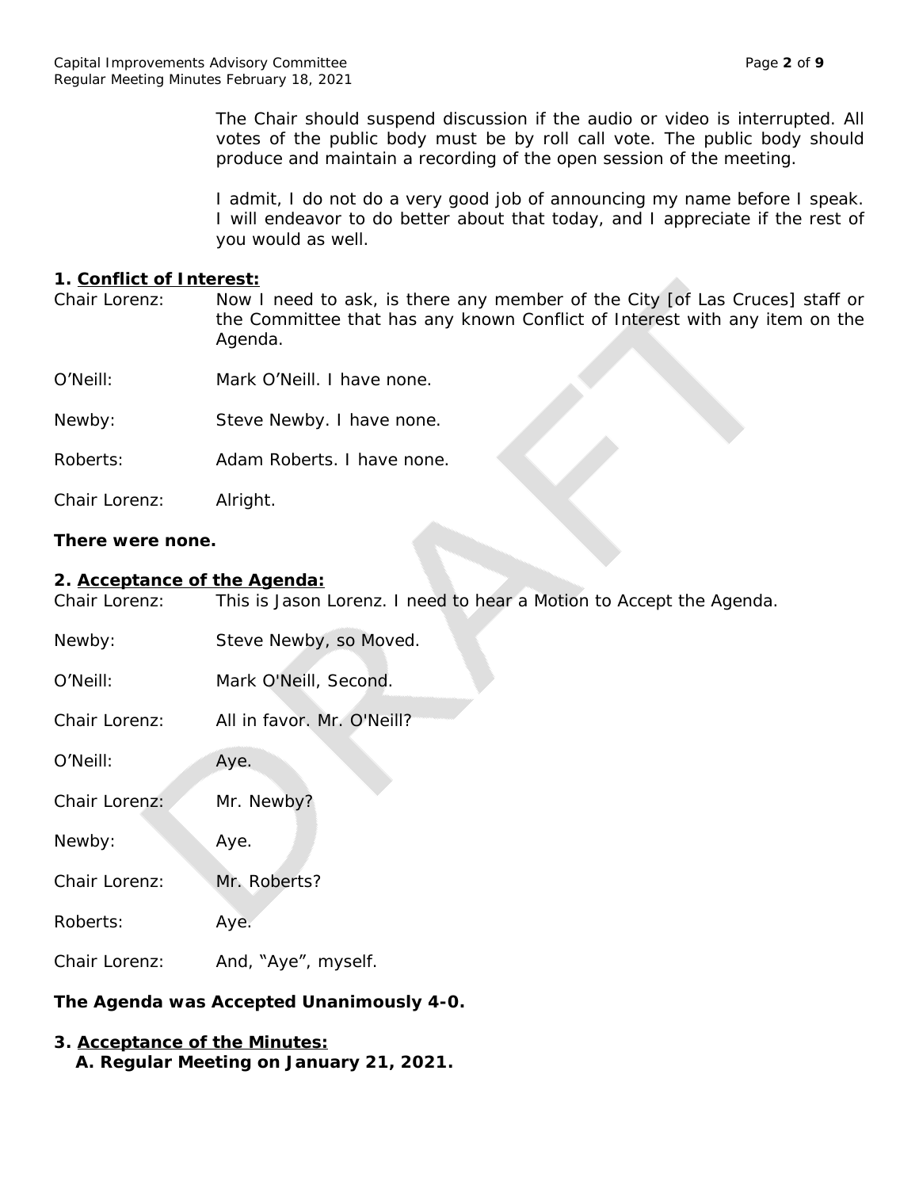The Chair should suspend discussion if the audio or video is interrupted. All votes of the public body must be by roll call vote. The public body should produce and maintain a recording of the open session of the meeting.

I admit, I do not do a very good job of announcing my name before I speak. I will endeavor to do better about that today, and I appreciate if the rest of you would as well.

**1. <u>Conflict of Interest:</u>**

Chair Lorenz: Now I need to ask, is there any member of the City [of Las Cruces] staff or the Committee that has any known Conflict of Interest with any item on the Agenda.

O'Neill: Mark O'Neill. I have none.

Newby: Steve Newby. I have none.

Roberts: Adam Roberts. I have none.

Chair Lorenz: Alright.

**There were none.**

**2. <u>Acceptance of the Agenda:</u>**

Chair Lorenz: This is Jason Lorenz. I need to hear a Motion to Accept the Agenda.

Newby: Steve Newby, so Moved.

O'Neill: Mark O'Neill, Second.

Chair Lorenz: All in favor. Mr. O'Neill?

O'Neill: Aye.

Chair Lorenz: Mr. Newby?

Newby: Aye.

Chair Lorenz: Mr. Roberts?

Roberts: Aye.

Chair Lorenz: And, "Aye", myself.

**The Agenda was Accepted Unanimously 4-0.**

**3. <u>Acceptance of the Minutes:</u>**

**A. Regular Meeting on January 21, 2021.**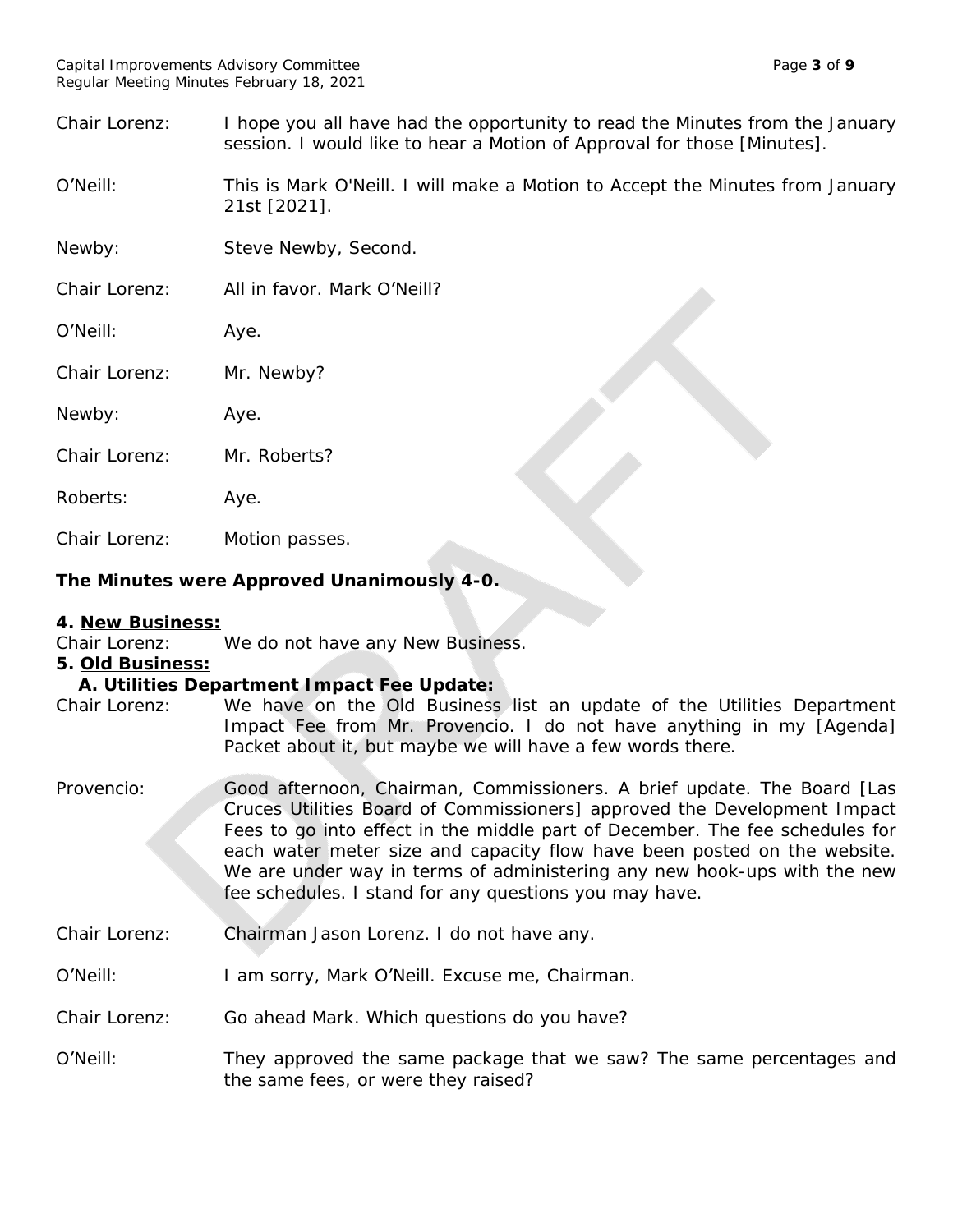Chair Lorenz: I hope you all have had the opportunity to read the Minutes from the January session. I would like to hear a Motion of Approval for those [Minutes].

O'Neill: This is Mark O'Neill. I will make a Motion to Accept the Minutes from January 21st [2021].

Newby: Steve Newby, Second.

Chair Lorenz: All in favor. Mark O'Neill?

O'Neill: Aye.

Chair Lorenz: Mr. Newby?

Newby: Aye.

Chair Lorenz: Mr. Roberts?

Roberts: Aye.

Chair Lorenz: Motion passes.

**The Minutes were Approved Unanimously 4-0.**

**4. New Business:**

Chair Lorenz: We do not have any New Business.

**5. Old Business:**

**A. Utilities Department Impact Fee Update:**

Chair Lorenz: We have on the Old Business list an update of the Utilities Department Impact Fee from Mr. Provencio. I do not have anything in my [Agenda] Packet about it, but maybe we will have a few words there.

Provencio: Good afternoon, Chairman, Commissioners. A brief update. The Board [Las Cruces Utilities Board of Commissioners] approved the Development Impact Fees to go into effect in the middle part of December. The fee schedules for each water meter size and capacity flow have been posted on the website. We are under way in terms of administering any new hook-ups with the new fee schedules. I stand for any questions you may have.

Chair Lorenz: Chairman Jason Lorenz. I do not have any.

O'Neill: I am sorry, Mark O'Neill. Excuse me, Chairman.

Chair Lorenz: Go ahead Mark. Which questions do you have?

O'Neill: They approved the same package that we saw? The same percentages and the same fees, or were they raised?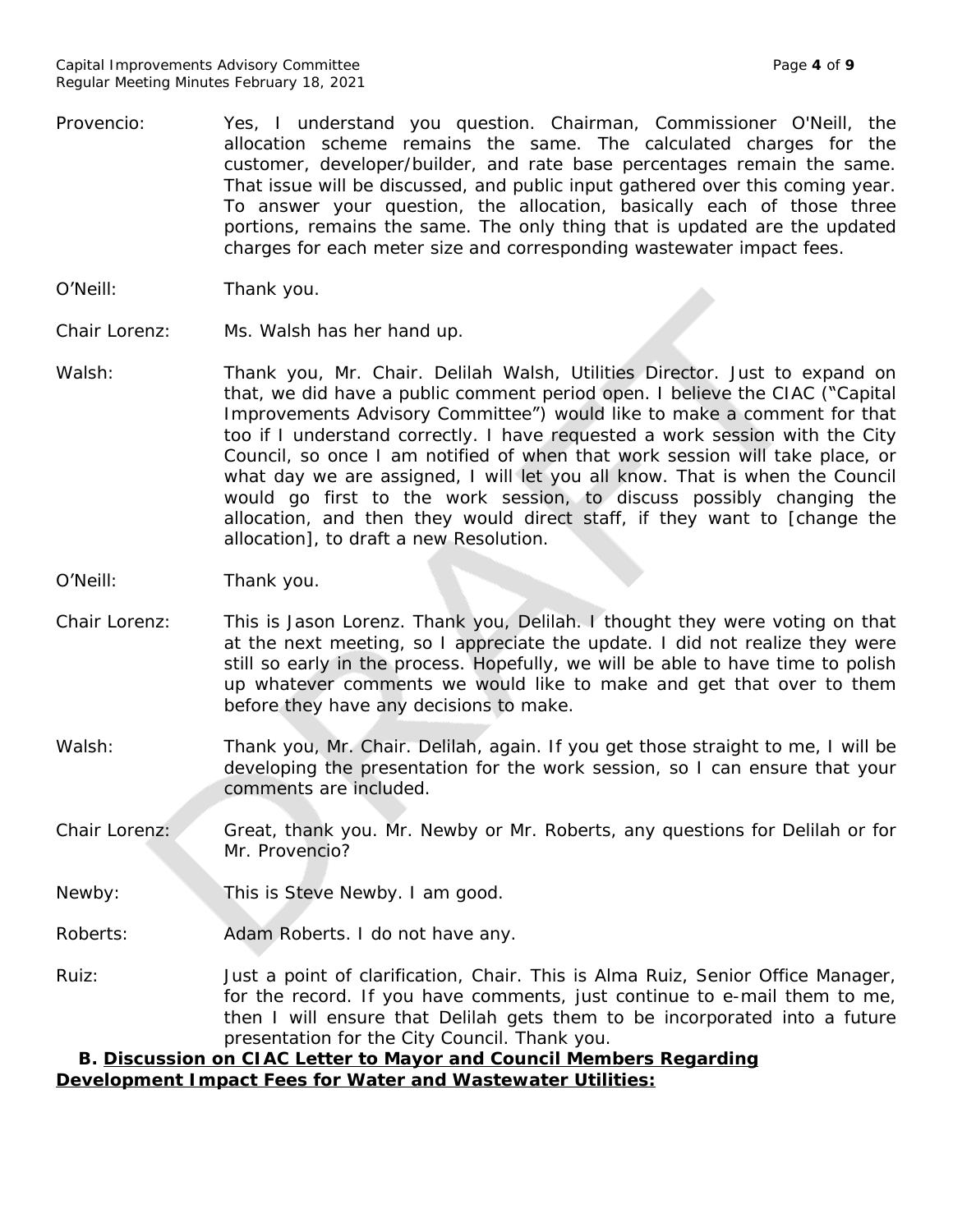Provencio: Yes, I understand you question. Chairman, Commissioner O'Neill, the allocation scheme remains the same. The calculated charges for the customer, developer/builder, and rate base percentages remain the same. That issue will be discussed, and public input gathered over this coming year. To answer your question, the allocation, basically each of those three portions, remains the same. The only thing that is updated are the updated charges for each meter size and corresponding wastewater impact fees.

O'Neill: Thank you.

Chair Lorenz: Ms. Walsh has her hand up.

Walsh: Thank you, Mr. Chair. Delilah Walsh, Utilities Director. Just to expand on that, we did have a public comment period open. I believe the CIAC ("Capital Improvements Advisory Committee") would like to make a comment for that too if I understand correctly. I have requested a work session with the City Council, so once I am notified of when that work session will take place, or what day we are assigned, I will let you all know. That is when the Council would go first to the work session, to discuss possibly changing the allocation, and then they would direct staff, if they want to [change the allocation], to draft a new Resolution.

O'Neill: Thank you.

Chair Lorenz: This is Jason Lorenz. Thank you, Delilah. I thought they were voting on that at the next meeting, so I appreciate the update. I did not realize they were still so early in the process. Hopefully, we will be able to have time to polish up whatever comments we would like to make and get that over to them before they have any decisions to make.

Walsh: Thank you, Mr. Chair. Delilah, again. If you get those straight to me, I will be developing the presentation for the work session, so I can ensure that your comments are included.

Chair Lorenz: Great, thank you. Mr. Newby or Mr. Roberts, any questions for Delilah or for Mr. Provencio?

Newby: This is Steve Newby. I am good.

Roberts: Adam Roberts. I do not have any.

Ruiz: Just a point of clarification, Chair. This is Alma Ruiz, Senior Office Manager, for the record. If you have comments, just continue to e-mail them to me, then I will ensure that Delilah gets them to be incorporated into a future presentation for the City Council. Thank you.

**B. <u>Discussion on CIAC Letter to Mayor and Council Members Regarding Development Impact Fees for Water and Wastewater Utilities:</u>**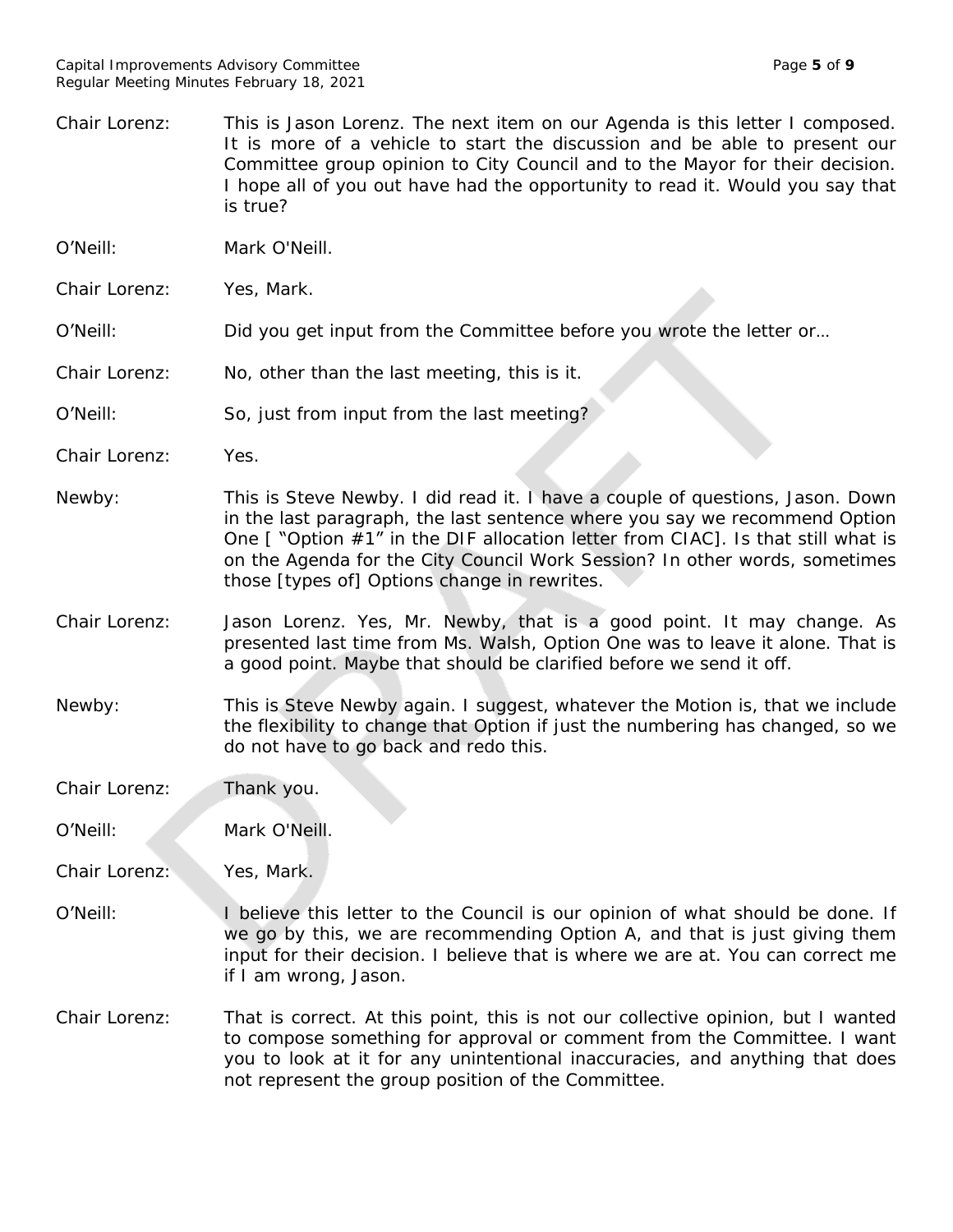Chair Lorenz: This is Jason Lorenz. The next item on our Agenda is this letter I composed. It is more of a vehicle to start the discussion and be able to present our Committee group opinion to City Council and to the Mayor for their decision. I hope all of you out have had the opportunity to read it. Would you say that is true?

O'Neill: Mark O'Neill.

Chair Lorenz: Yes, Mark.

O'Neill: Did you get input from the Committee before you wrote the letter or…

Chair Lorenz: No, other than the last meeting, this is it.

O'Neill: So, just from input from the last meeting?

Chair Lorenz: Yes.

Newby: This is Steve Newby. I did read it. I have a couple of questions, Jason. Down in the last paragraph, the last sentence where you say we recommend Option One [ "Option #1" in the DIF allocation letter from CIAC]. Is that still what is on the Agenda for the City Council Work Session? In other words, sometimes those [types of] Options change in rewrites.

Chair Lorenz: Jason Lorenz. Yes, Mr. Newby, that is a good point. It may change. As presented last time from Ms. Walsh, Option One was to leave it alone. That is a good point. Maybe that should be clarified before we send it off.

Newby: This is Steve Newby again. I suggest, whatever the Motion is, that we include the flexibility to change that Option if just the numbering has changed, so we do not have to go back and redo this.

Chair Lorenz: Thank you.

O'Neill: Mark O'Neill.

Chair Lorenz: Yes, Mark.

O'Neill: I believe this letter to the Council is our opinion of what should be done. If we go by this, we are recommending Option A, and that is just giving them input for their decision. I believe that is where we are at. You can correct me if I am wrong, Jason.

Chair Lorenz: That is correct. At this point, this is not our collective opinion, but I wanted to compose something for approval or comment from the Committee. I want you to look at it for any unintentional inaccuracies, and anything that does not represent the group position of the Committee.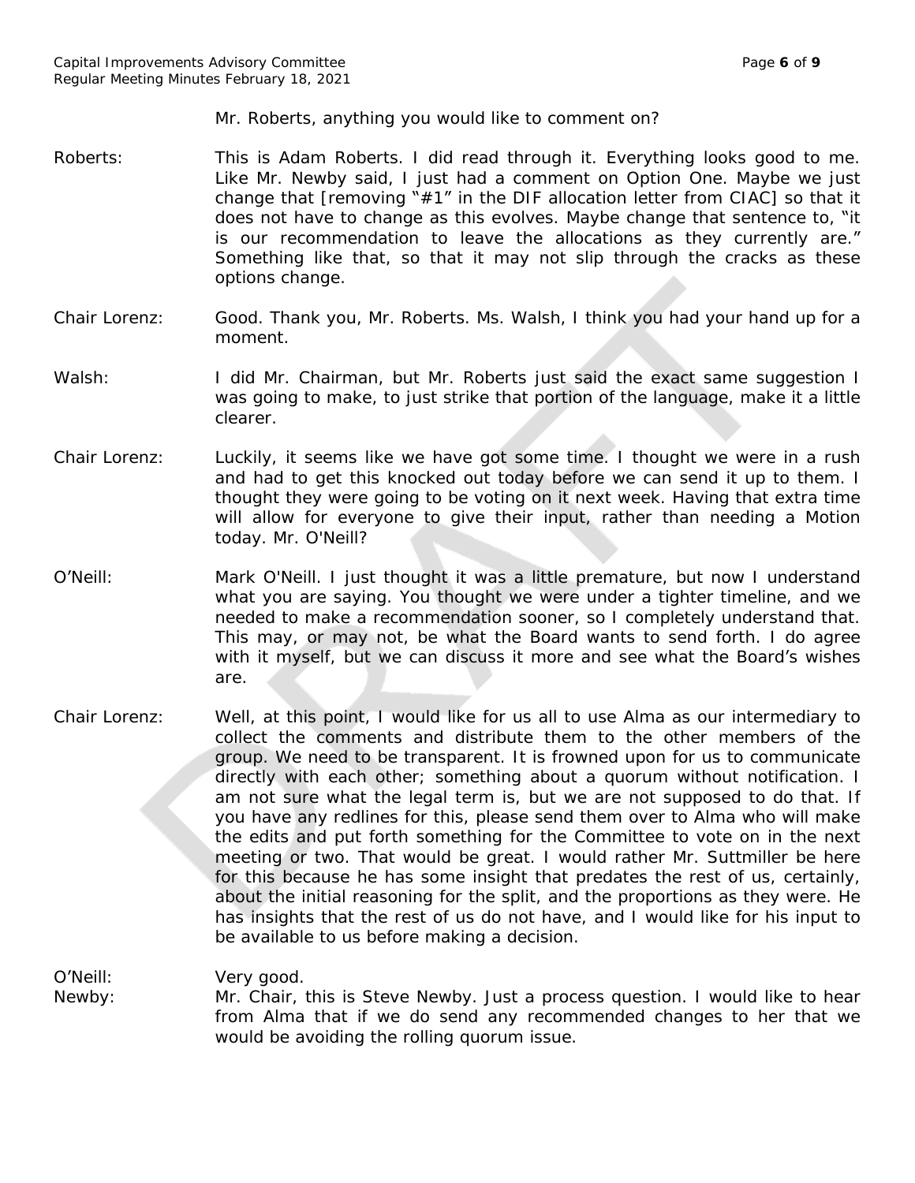Mr. Roberts, anything you would like to comment on?

Roberts: This is Adam Roberts. I did read through it. Everything looks good to me. Like Mr. Newby said, I just had a comment on Option One. Maybe we just change that [removing "#1" in the DIF allocation letter from CIAC] so that it does not have to change as this evolves. Maybe change that sentence to, "it is our recommendation to leave the allocations as they currently are." Something like that, so that it may not slip through the cracks as these options change.

Chair Lorenz: Good. Thank you, Mr. Roberts. Ms. Walsh, I think you had your hand up for a moment.

Walsh: I did Mr. Chairman, but Mr. Roberts just said the exact same suggestion I was going to make, to just strike that portion of the language, make it a little clearer.

Chair Lorenz: Luckily, it seems like we have got some time. I thought we were in a rush and had to get this knocked out today before we can send it up to them. I thought they were going to be voting on it next week. Having that extra time will allow for everyone to give their input, rather than needing a Motion today. Mr. O'Neill?

O'Neill: Mark O'Neill. I just thought it was a little premature, but now I understand what you are saying. You thought we were under a tighter timeline, and we needed to make a recommendation sooner, so I completely understand that. This may, or may not, be what the Board wants to send forth. I do agree with it myself, but we can discuss it more and see what the Board's wishes are.

Chair Lorenz: Well, at this point, I would like for us all to use Alma as our intermediary to collect the comments and distribute them to the other members of the group. We need to be transparent. It is frowned upon for us to communicate directly with each other; something about a quorum without notification. I am not sure what the legal term is, but we are not supposed to do that. If you have any redlines for this, please send them over to Alma who will make the edits and put forth something for the Committee to vote on in the next meeting or two. That would be great. I would rather Mr. Suttmiller be here for this because he has some insight that predates the rest of us, certainly, about the initial reasoning for the split, and the proportions as they were. He has insights that the rest of us do not have, and I would like for his input to be available to us before making a decision.

O'Neill: Very good.

Newby: Mr. Chair, this is Steve Newby. Just a process question. I would like to hear from Alma that if we do send any recommended changes to her that we would be avoiding the rolling quorum issue.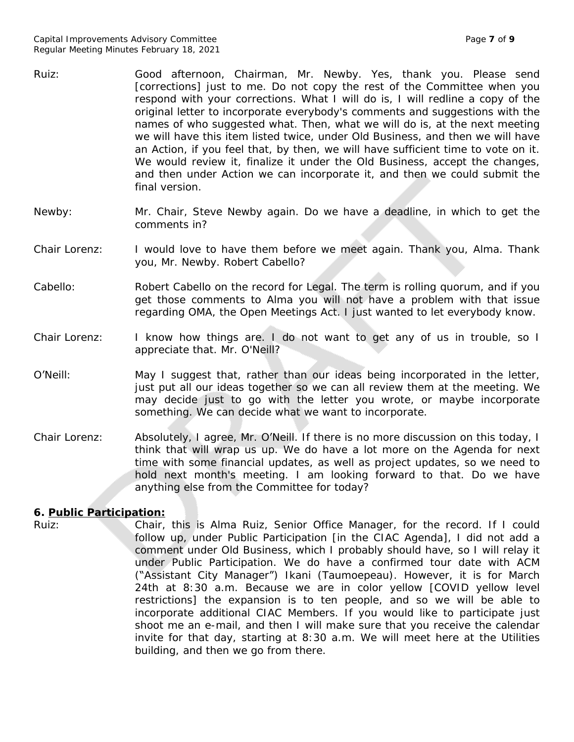Ruiz: Good afternoon, Chairman, Mr. Newby. Yes, thank you. Please send [corrections] just to me. Do not copy the rest of the Committee when you respond with your corrections. What I will do is, I will redline a copy of the original letter to incorporate everybody's comments and suggestions with the names of who suggested what. Then, what we will do is, at the next meeting we will have this item listed twice, under Old Business, and then we will have an Action, if you feel that, by then, we will have sufficient time to vote on it. We would review it, finalize it under the Old Business, accept the changes, and then under Action we can incorporate it, and then we could submit the final version.

Newby: Mr. Chair, Steve Newby again. Do we have a deadline, in which to get the comments in?

Chair Lorenz: I would love to have them before we meet again. Thank you, Alma. Thank you, Mr. Newby. Robert Cabello?

Cabello: Robert Cabello on the record for Legal. The term is rolling quorum, and if you get those comments to Alma you will not have a problem with that issue regarding OMA, the Open Meetings Act. I just wanted to let everybody know.

Chair Lorenz: I know how things are. I do not want to get any of us in trouble, so I appreciate that. Mr. O'Neill?

O'Neill: May I suggest that, rather than our ideas being incorporated in the letter, just put all our ideas together so we can all review them at the meeting. We may decide just to go with the letter you wrote, or maybe incorporate something. We can decide what we want to incorporate.

Chair Lorenz: Absolutely, I agree, Mr. O'Neill. If there is no more discussion on this today, I think that will wrap us up. We do have a lot more on the Agenda for next time with some financial updates, as well as project updates, so we need to hold next month's meeting. I am looking forward to that. Do we have anything else from the Committee for today?

### 6. **Public Participation:**

Ruiz: Chair, this is Alma Ruiz, Senior Office Manager, for the record. If I could follow up, under Public Participation [in the CIAC Agenda], I did not add a comment under Old Business, which I probably should have, so I will relay it under Public Participation. We do have a confirmed tour date with ACM ("Assistant City Manager") Ikani (Taumoepeau). However, it is for March 24th at 8:30 a.m. Because we are in color yellow [COVID yellow level restrictions] the expansion is to ten people, and so we will be able to incorporate additional CIAC Members. If you would like to participate just shoot me an e-mail, and then I will make sure that you receive the calendar invite for that day, starting at 8:30 a.m. We will meet here at the Utilities building, and then we go from there.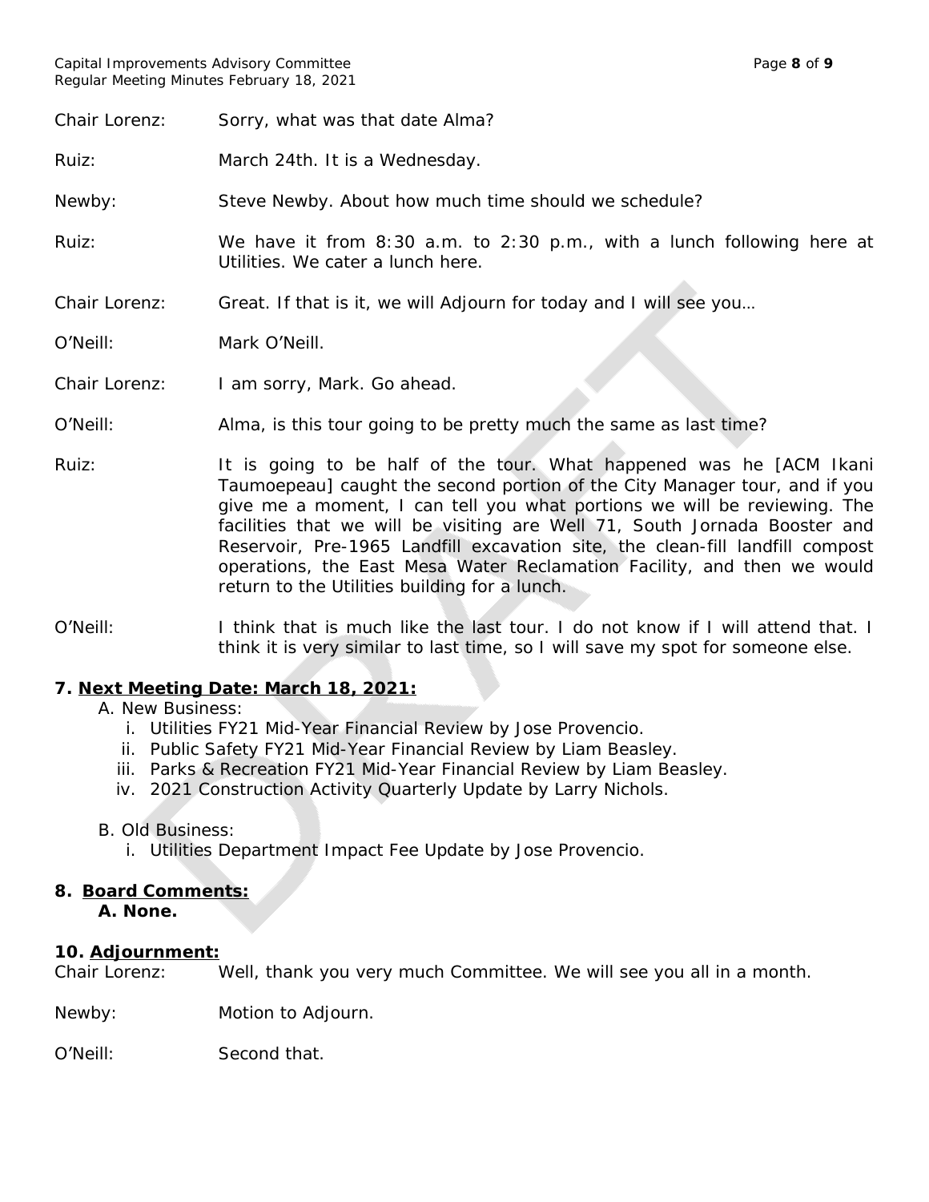Chair Lorenz: Sorry, what was that date Alma?

Ruiz: March 24th. It is a Wednesday.

Newby: Steve Newby. About how much time should we schedule?

Ruiz: We have it from 8:30 a.m. to 2:30 p.m., with a lunch following here at Utilities. We cater a lunch here.

Chair Lorenz: Great. If that is it, we will Adjourn for today and I will see you…

O'Neill: Mark O'Neill.

Chair Lorenz: I am sorry, Mark. Go ahead.

O'Neill: Alma, is this tour going to be pretty much the same as last time?

Ruiz: It is going to be half of the tour. What happened was he [ACM Ikani Taumoepeau] caught the second portion of the City Manager tour, and if you give me a moment, I can tell you what portions we will be reviewing. The facilities that we will be visiting are Well 71, South Jornada Booster and Reservoir, Pre-1965 Landfill excavation site, the clean-fill landfill compost operations, the East Mesa Water Reclamation Facility, and then we would return to the Utilities building for a lunch.

O'Neill: I think that is much like the last tour. I do not know if I will attend that. I think it is very similar to last time, so I will save my spot for someone else.

**7. Next Meeting Date: March 18, 2021:**

A. New Business:

i. Utilities FY21 Mid-Year Financial Review by Jose Provencio.
ii. Public Safety FY21 Mid-Year Financial Review by Liam Beasley.
iii. Parks & Recreation FY21 Mid-Year Financial Review by Liam Beasley.
iv. 2021 Construction Activity Quarterly Update by Larry Nichols.

B. Old Business:

i. Utilities Department Impact Fee Update by Jose Provencio.

**8. Board Comments:**

**A. None.**

**10. Adjournment:**

Chair Lorenz: Well, thank you very much Committee. We will see you all in a month.

Newby: Motion to Adjourn.

O'Neill: Second that.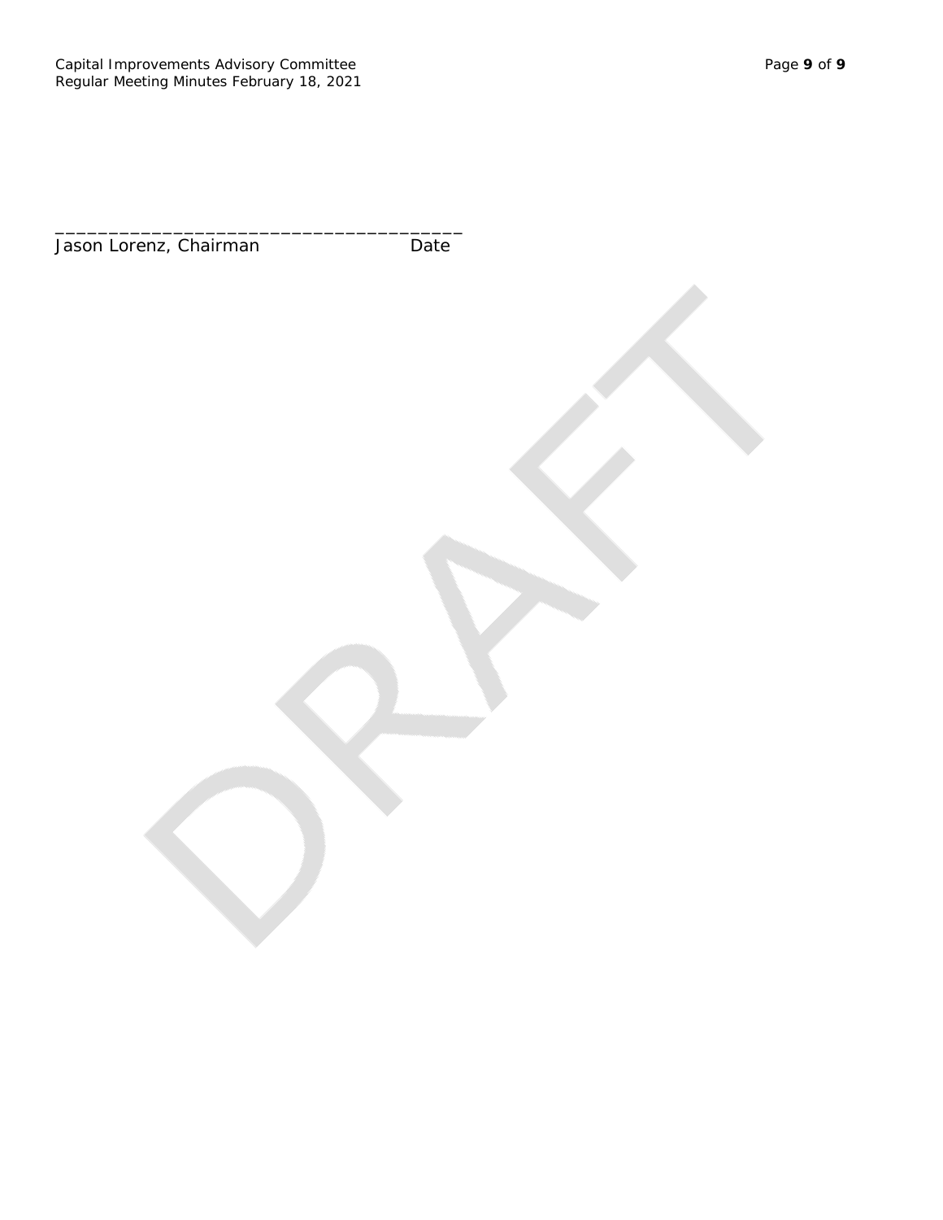\_\_\_\_\_\_\_\_\_\_\_\_\_\_\_\_\_\_\_\_\_\_\_\_\_\_\_\_\_\_\_\_\_\_\_\_\_\_\_

Jason Lorenz, Chairman                    Date

DRAFT